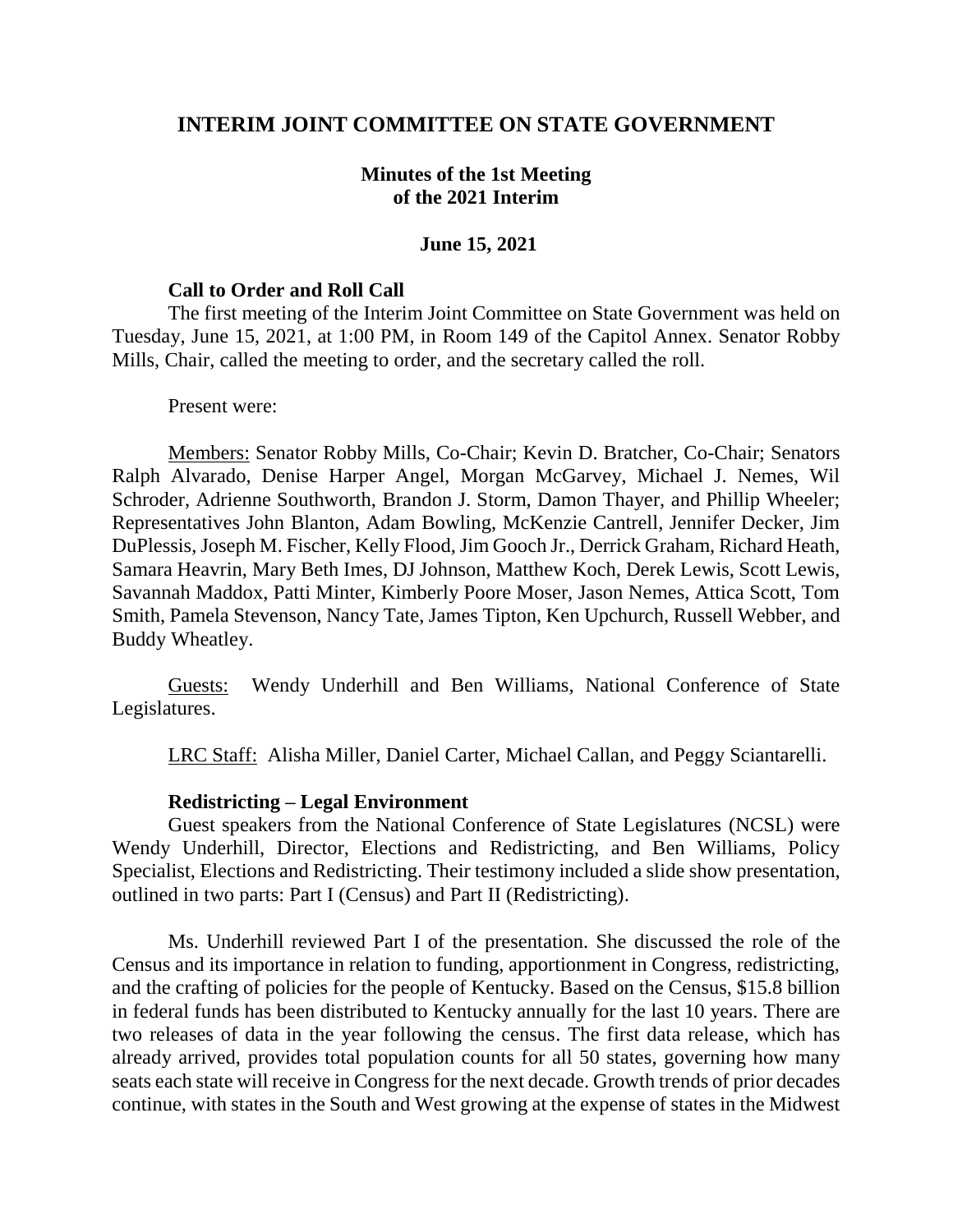## INTERIM JOINT COMMITTEE ON STATE GOVERNMENT

### Minutes of the 1st Meeting of the 2021 Interim

### June 15, 2021

**Call to Order and Roll Call**

The first meeting of the Interim Joint Committee on State Government was held on Tuesday, June 15, 2021, at 1:00 PM, in Room 149 of the Capitol Annex. Senator Robby Mills, Chair, called the meeting to order, and the secretary called the roll.

Present were:

Members: Senator Robby Mills, Co-Chair; Kevin D. Bratcher, Co-Chair; Senators Ralph Alvarado, Denise Harper Angel, Morgan McGarvey, Michael J. Nemes, Wil Schroder, Adrienne Southworth, Brandon J. Storm, Damon Thayer, and Phillip Wheeler; Representatives John Blanton, Adam Bowling, McKenzie Cantrell, Jennifer Decker, Jim DuPlessis, Joseph M. Fischer, Kelly Flood, Jim Gooch Jr., Derrick Graham, Richard Heath, Samara Heavrin, Mary Beth Imes, DJ Johnson, Matthew Koch, Derek Lewis, Scott Lewis, Savannah Maddox, Patti Minter, Kimberly Poore Moser, Jason Nemes, Attica Scott, Tom Smith, Pamela Stevenson, Nancy Tate, James Tipton, Ken Upchurch, Russell Webber, and Buddy Wheatley.

Guests: Wendy Underhill and Ben Williams, National Conference of State Legislatures.

LRC Staff: Alisha Miller, Daniel Carter, Michael Callan, and Peggy Sciantarelli.

**Redistricting – Legal Environment**

Guest speakers from the National Conference of State Legislatures (NCSL) were Wendy Underhill, Director, Elections and Redistricting, and Ben Williams, Policy Specialist, Elections and Redistricting. Their testimony included a slide show presentation, outlined in two parts: Part I (Census) and Part II (Redistricting).

Ms. Underhill reviewed Part I of the presentation. She discussed the role of the Census and its importance in relation to funding, apportionment in Congress, redistricting, and the crafting of policies for the people of Kentucky. Based on the Census, $15.8 billion in federal funds has been distributed to Kentucky annually for the last 10 years. There are two releases of data in the year following the census. The first data release, which has already arrived, provides total population counts for all 50 states, governing how many seats each state will receive in Congress for the next decade. Growth trends of prior decades continue, with states in the South and West growing at the expense of states in the Midwest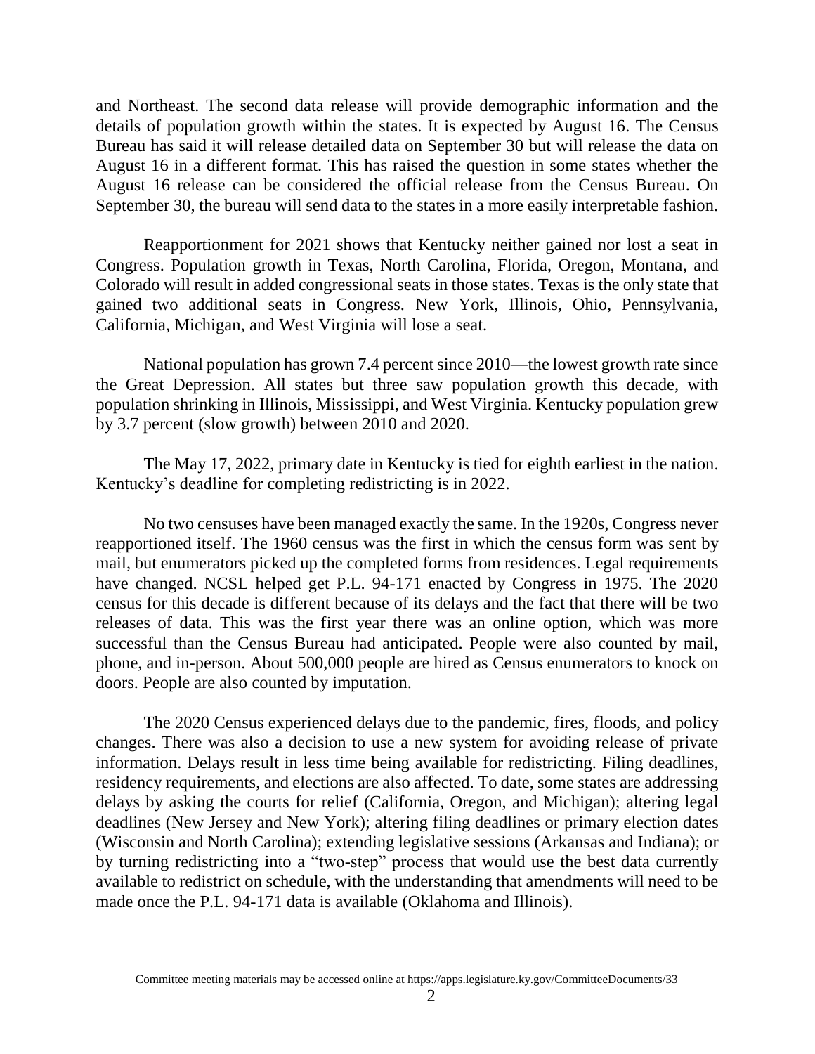and Northeast. The second data release will provide demographic information and the details of population growth within the states. It is expected by August 16. The Census Bureau has said it will release detailed data on September 30 but will release the data on August 16 in a different format. This has raised the question in some states whether the August 16 release can be considered the official release from the Census Bureau. On September 30, the bureau will send data to the states in a more easily interpretable fashion.

Reapportionment for 2021 shows that Kentucky neither gained nor lost a seat in Congress. Population growth in Texas, North Carolina, Florida, Oregon, Montana, and Colorado will result in added congressional seats in those states. Texas is the only state that gained two additional seats in Congress. New York, Illinois, Ohio, Pennsylvania, California, Michigan, and West Virginia will lose a seat.

National population has grown 7.4 percent since 2010—the lowest growth rate since the Great Depression. All states but three saw population growth this decade, with population shrinking in Illinois, Mississippi, and West Virginia. Kentucky population grew by 3.7 percent (slow growth) between 2010 and 2020.

The May 17, 2022, primary date in Kentucky is tied for eighth earliest in the nation. Kentucky's deadline for completing redistricting is in 2022.

No two censuses have been managed exactly the same. In the 1920s, Congress never reapportioned itself. The 1960 census was the first in which the census form was sent by mail, but enumerators picked up the completed forms from residences. Legal requirements have changed. NCSL helped get P.L. 94-171 enacted by Congress in 1975. The 2020 census for this decade is different because of its delays and the fact that there will be two releases of data. This was the first year there was an online option, which was more successful than the Census Bureau had anticipated. People were also counted by mail, phone, and in-person. About 500,000 people are hired as Census enumerators to knock on doors. People are also counted by imputation.

The 2020 Census experienced delays due to the pandemic, fires, floods, and policy changes. There was also a decision to use a new system for avoiding release of private information. Delays result in less time being available for redistricting. Filing deadlines, residency requirements, and elections are also affected. To date, some states are addressing delays by asking the courts for relief (California, Oregon, and Michigan); altering legal deadlines (New Jersey and New York); altering filing deadlines or primary election dates (Wisconsin and North Carolina); extending legislative sessions (Arkansas and Indiana); or by turning redistricting into a "two-step" process that would use the best data currently available to redistrict on schedule, with the understanding that amendments will need to be made once the P.L. 94-171 data is available (Oklahoma and Illinois).

Committee meeting materials may be accessed online at https://apps.legislature.ky.gov/CommitteeDocuments/33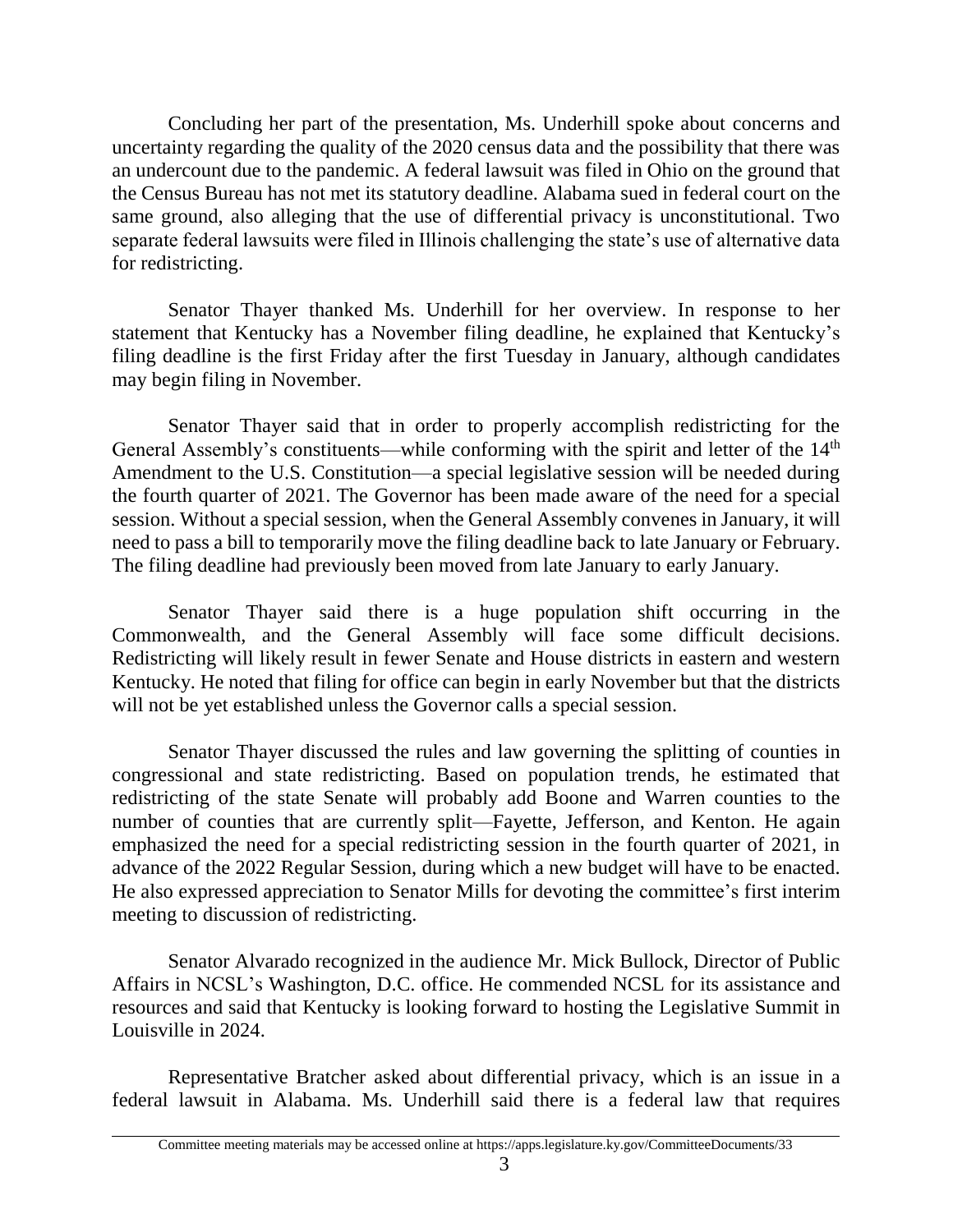Concluding her part of the presentation, Ms. Underhill spoke about concerns and uncertainty regarding the quality of the 2020 census data and the possibility that there was an undercount due to the pandemic. A federal lawsuit was filed in Ohio on the ground that the Census Bureau has not met its statutory deadline. Alabama sued in federal court on the same ground, also alleging that the use of differential privacy is unconstitutional. Two separate federal lawsuits were filed in Illinois challenging the state's use of alternative data for redistricting.

Senator Thayer thanked Ms. Underhill for her overview. In response to her statement that Kentucky has a November filing deadline, he explained that Kentucky's filing deadline is the first Friday after the first Tuesday in January, although candidates may begin filing in November.

Senator Thayer said that in order to properly accomplish redistricting for the General Assembly's constituents—while conforming with the spirit and letter of the 14th Amendment to the U.S. Constitution—a special legislative session will be needed during the fourth quarter of 2021. The Governor has been made aware of the need for a special session. Without a special session, when the General Assembly convenes in January, it will need to pass a bill to temporarily move the filing deadline back to late January or February. The filing deadline had previously been moved from late January to early January.

Senator Thayer said there is a huge population shift occurring in the Commonwealth, and the General Assembly will face some difficult decisions. Redistricting will likely result in fewer Senate and House districts in eastern and western Kentucky. He noted that filing for office can begin in early November but that the districts will not be yet established unless the Governor calls a special session.

Senator Thayer discussed the rules and law governing the splitting of counties in congressional and state redistricting. Based on population trends, he estimated that redistricting of the state Senate will probably add Boone and Warren counties to the number of counties that are currently split—Fayette, Jefferson, and Kenton. He again emphasized the need for a special redistricting session in the fourth quarter of 2021, in advance of the 2022 Regular Session, during which a new budget will have to be enacted. He also expressed appreciation to Senator Mills for devoting the committee's first interim meeting to discussion of redistricting.

Senator Alvarado recognized in the audience Mr. Mick Bullock, Director of Public Affairs in NCSL's Washington, D.C. office. He commended NCSL for its assistance and resources and said that Kentucky is looking forward to hosting the Legislative Summit in Louisville in 2024.

Representative Bratcher asked about differential privacy, which is an issue in a federal lawsuit in Alabama. Ms. Underhill said there is a federal law that requires

Committee meeting materials may be accessed online at https://apps.legislature.ky.gov/CommitteeDocuments/33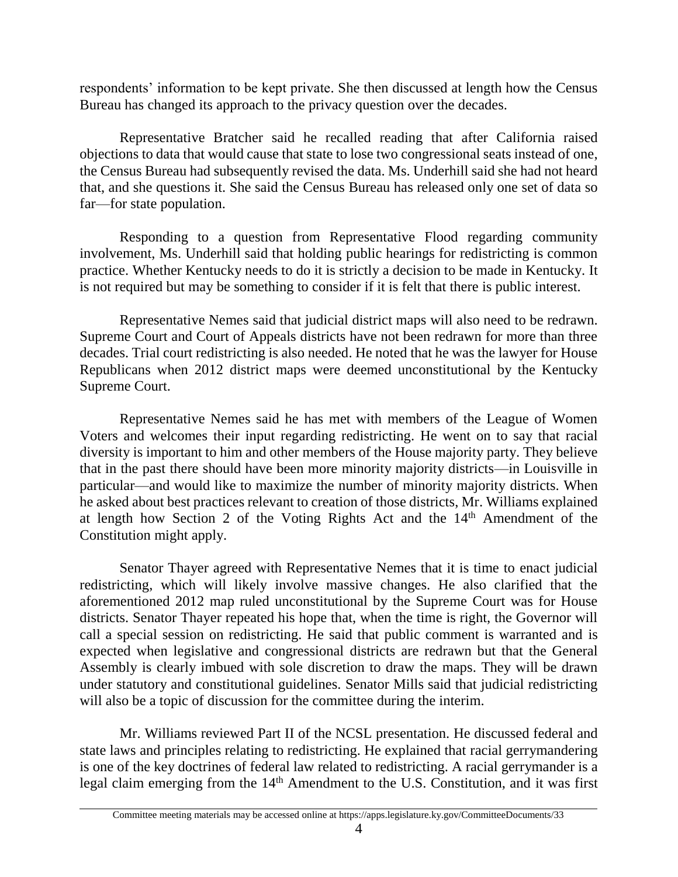respondents' information to be kept private. She then discussed at length how the Census Bureau has changed its approach to the privacy question over the decades.

Representative Bratcher said he recalled reading that after California raised objections to data that would cause that state to lose two congressional seats instead of one, the Census Bureau had subsequently revised the data. Ms. Underhill said she had not heard that, and she questions it. She said the Census Bureau has released only one set of data so far—for state population.

Responding to a question from Representative Flood regarding community involvement, Ms. Underhill said that holding public hearings for redistricting is common practice. Whether Kentucky needs to do it is strictly a decision to be made in Kentucky. It is not required but may be something to consider if it is felt that there is public interest.

Representative Nemes said that judicial district maps will also need to be redrawn. Supreme Court and Court of Appeals districts have not been redrawn for more than three decades. Trial court redistricting is also needed. He noted that he was the lawyer for House Republicans when 2012 district maps were deemed unconstitutional by the Kentucky Supreme Court.

Representative Nemes said he has met with members of the League of Women Voters and welcomes their input regarding redistricting. He went on to say that racial diversity is important to him and other members of the House majority party. They believe that in the past there should have been more minority majority districts—in Louisville in particular—and would like to maximize the number of minority majority districts. When he asked about best practices relevant to creation of those districts, Mr. Williams explained at length how Section 2 of the Voting Rights Act and the 14th Amendment of the Constitution might apply.

Senator Thayer agreed with Representative Nemes that it is time to enact judicial redistricting, which will likely involve massive changes. He also clarified that the aforementioned 2012 map ruled unconstitutional by the Supreme Court was for House districts. Senator Thayer repeated his hope that, when the time is right, the Governor will call a special session on redistricting. He said that public comment is warranted and is expected when legislative and congressional districts are redrawn but that the General Assembly is clearly imbued with sole discretion to draw the maps. They will be drawn under statutory and constitutional guidelines. Senator Mills said that judicial redistricting will also be a topic of discussion for the committee during the interim.

Mr. Williams reviewed Part II of the NCSL presentation. He discussed federal and state laws and principles relating to redistricting. He explained that racial gerrymandering is one of the key doctrines of federal law related to redistricting. A racial gerrymander is a legal claim emerging from the 14th Amendment to the U.S. Constitution, and it was first

Committee meeting materials may be accessed online at https://apps.legislature.ky.gov/CommitteeDocuments/33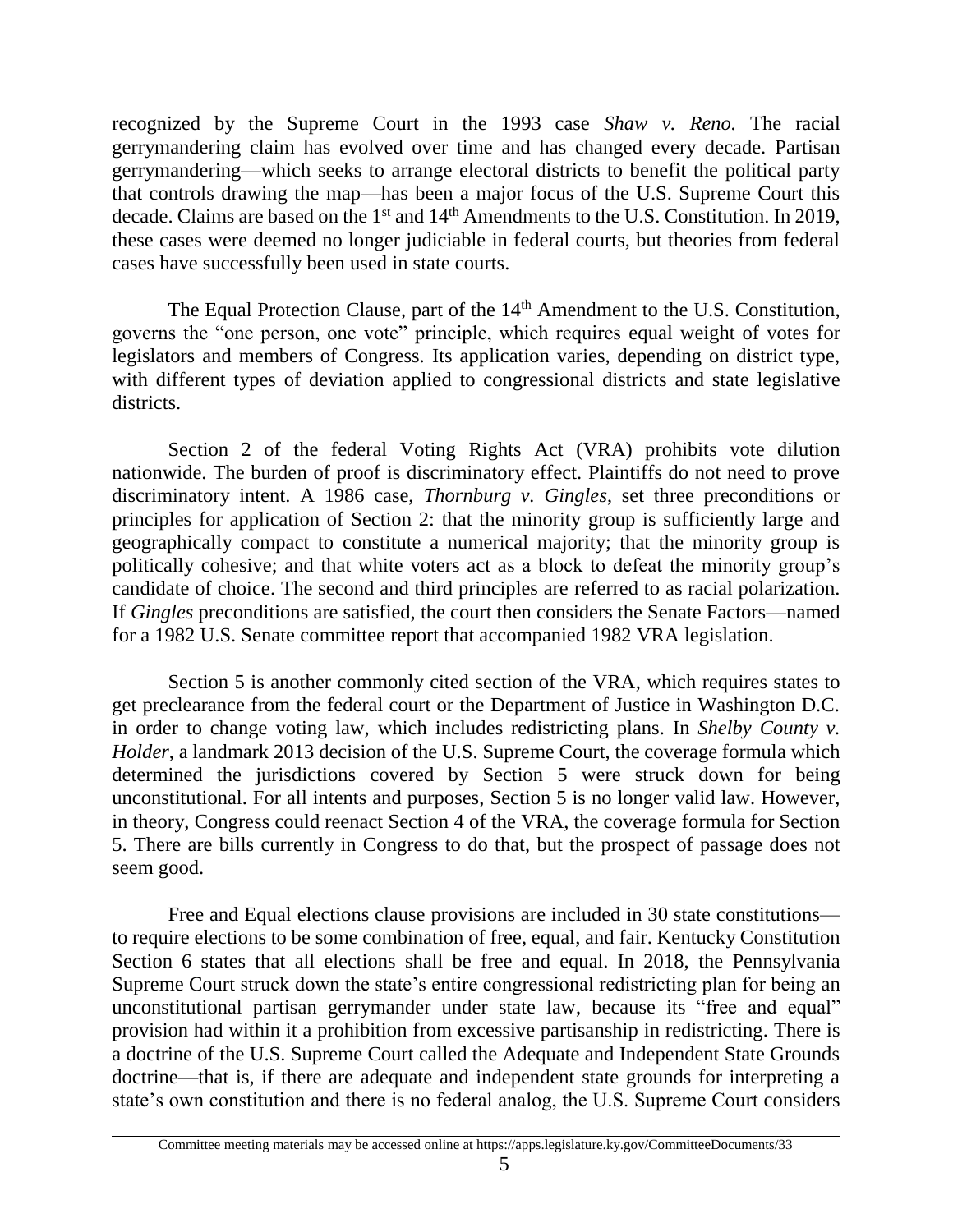recognized by the Supreme Court in the 1993 case *Shaw v. Reno.* The racial gerrymandering claim has evolved over time and has changed every decade. Partisan gerrymandering—which seeks to arrange electoral districts to benefit the political party that controls drawing the map—has been a major focus of the U.S. Supreme Court this decade. Claims are based on the 1st and 14th Amendments to the U.S. Constitution. In 2019, these cases were deemed no longer judiciable in federal courts, but theories from federal cases have successfully been used in state courts.

The Equal Protection Clause, part of the 14th Amendment to the U.S. Constitution, governs the "one person, one vote" principle, which requires equal weight of votes for legislators and members of Congress. Its application varies, depending on district type, with different types of deviation applied to congressional districts and state legislative districts.

Section 2 of the federal Voting Rights Act (VRA) prohibits vote dilution nationwide. The burden of proof is discriminatory effect. Plaintiffs do not need to prove discriminatory intent. A 1986 case, *Thornburg v. Gingles*, set three preconditions or principles for application of Section 2: that the minority group is sufficiently large and geographically compact to constitute a numerical majority; that the minority group is politically cohesive; and that white voters act as a block to defeat the minority group's candidate of choice. The second and third principles are referred to as racial polarization. If *Gingles* preconditions are satisfied, the court then considers the Senate Factors—named for a 1982 U.S. Senate committee report that accompanied 1982 VRA legislation.

Section 5 is another commonly cited section of the VRA, which requires states to get preclearance from the federal court or the Department of Justice in Washington D.C. in order to change voting law, which includes redistricting plans. In *Shelby County v. Holder*, a landmark 2013 decision of the U.S. Supreme Court, the coverage formula which determined the jurisdictions covered by Section 5 were struck down for being unconstitutional. For all intents and purposes, Section 5 is no longer valid law. However, in theory, Congress could reenact Section 4 of the VRA, the coverage formula for Section 5. There are bills currently in Congress to do that, but the prospect of passage does not seem good.

Free and Equal elections clause provisions are included in 30 state constitutions—to require elections to be some combination of free, equal, and fair. Kentucky Constitution Section 6 states that all elections shall be free and equal. In 2018, the Pennsylvania Supreme Court struck down the state's entire congressional redistricting plan for being an unconstitutional partisan gerrymander under state law, because its "free and equal" provision had within it a prohibition from excessive partisanship in redistricting. There is a doctrine of the U.S. Supreme Court called the Adequate and Independent State Grounds doctrine—that is, if there are adequate and independent state grounds for interpreting a state's own constitution and there is no federal analog, the U.S. Supreme Court considers

Committee meeting materials may be accessed online at https://apps.legislature.ky.gov/CommitteeDocuments/33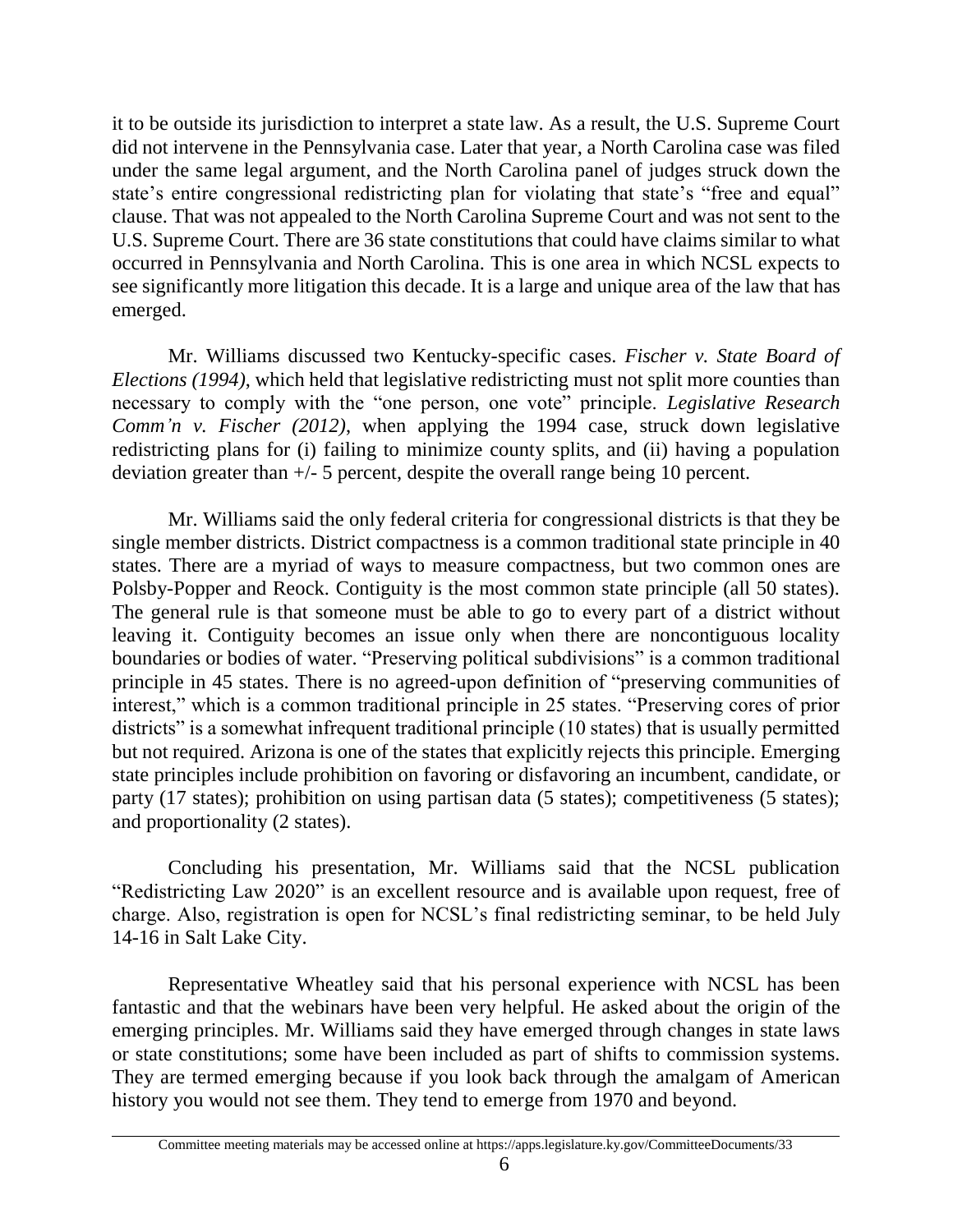it to be outside its jurisdiction to interpret a state law. As a result, the U.S. Supreme Court did not intervene in the Pennsylvania case. Later that year, a North Carolina case was filed under the same legal argument, and the North Carolina panel of judges struck down the state's entire congressional redistricting plan for violating that state's "free and equal" clause. That was not appealed to the North Carolina Supreme Court and was not sent to the U.S. Supreme Court. There are 36 state constitutions that could have claims similar to what occurred in Pennsylvania and North Carolina. This is one area in which NCSL expects to see significantly more litigation this decade. It is a large and unique area of the law that has emerged.

Mr. Williams discussed two Kentucky-specific cases. *Fischer v. State Board of Elections (1994)*, which held that legislative redistricting must not split more counties than necessary to comply with the "one person, one vote" principle. *Legislative Research Comm'n v. Fischer (2012)*, when applying the 1994 case, struck down legislative redistricting plans for (i) failing to minimize county splits, and (ii) having a population deviation greater than +/- 5 percent, despite the overall range being 10 percent.

Mr. Williams said the only federal criteria for congressional districts is that they be single member districts. District compactness is a common traditional state principle in 40 states. There are a myriad of ways to measure compactness, but two common ones are Polsby-Popper and Reock. Contiguity is the most common state principle (all 50 states). The general rule is that someone must be able to go to every part of a district without leaving it. Contiguity becomes an issue only when there are noncontiguous locality boundaries or bodies of water. "Preserving political subdivisions" is a common traditional principle in 45 states. There is no agreed-upon definition of "preserving communities of interest," which is a common traditional principle in 25 states. "Preserving cores of prior districts" is a somewhat infrequent traditional principle (10 states) that is usually permitted but not required. Arizona is one of the states that explicitly rejects this principle. Emerging state principles include prohibition on favoring or disfavoring an incumbent, candidate, or party (17 states); prohibition on using partisan data (5 states); competitiveness (5 states); and proportionality (2 states).

Concluding his presentation, Mr. Williams said that the NCSL publication "Redistricting Law 2020" is an excellent resource and is available upon request, free of charge. Also, registration is open for NCSL's final redistricting seminar, to be held July 14-16 in Salt Lake City.

Representative Wheatley said that his personal experience with NCSL has been fantastic and that the webinars have been very helpful. He asked about the origin of the emerging principles. Mr. Williams said they have emerged through changes in state laws or state constitutions; some have been included as part of shifts to commission systems. They are termed emerging because if you look back through the amalgam of American history you would not see them. They tend to emerge from 1970 and beyond.

Committee meeting materials may be accessed online at https://apps.legislature.ky.gov/CommitteeDocuments/33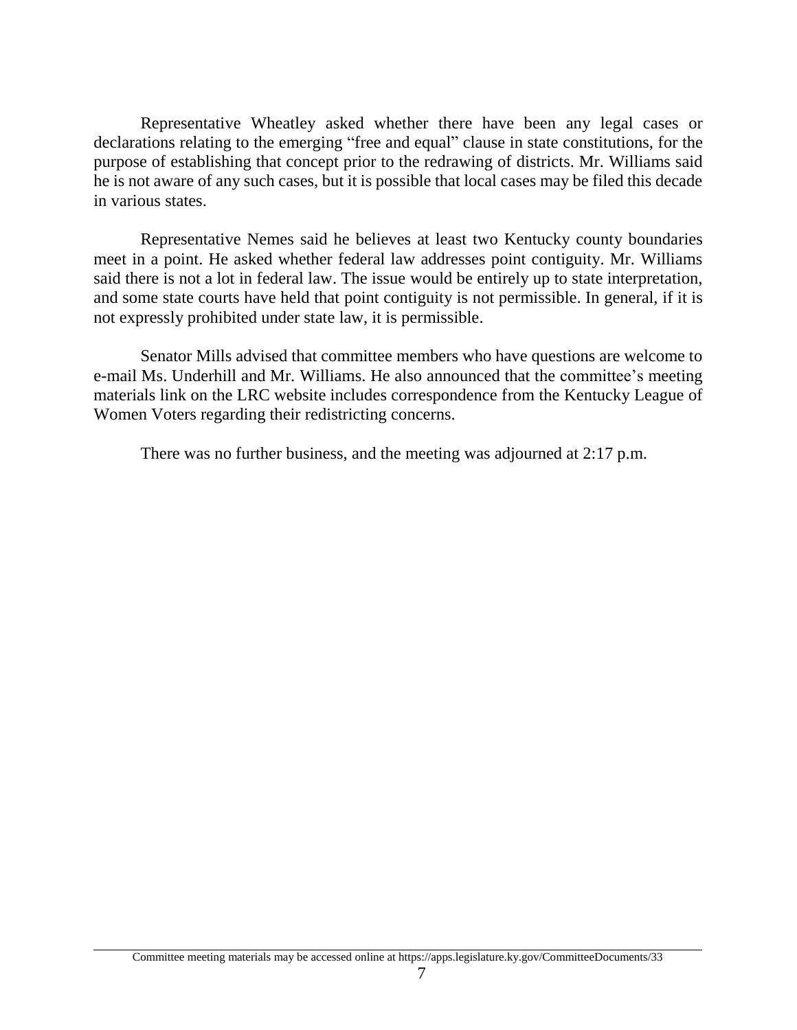Representative Wheatley asked whether there have been any legal cases or declarations relating to the emerging "free and equal" clause in state constitutions, for the purpose of establishing that concept prior to the redrawing of districts. Mr. Williams said he is not aware of any such cases, but it is possible that local cases may be filed this decade in various states.

Representative Nemes said he believes at least two Kentucky county boundaries meet in a point. He asked whether federal law addresses point contiguity. Mr. Williams said there is not a lot in federal law. The issue would be entirely up to state interpretation, and some state courts have held that point contiguity is not permissible. In general, if it is not expressly prohibited under state law, it is permissible.

Senator Mills advised that committee members who have questions are welcome to e-mail Ms. Underhill and Mr. Williams. He also announced that the committee's meeting materials link on the LRC website includes correspondence from the Kentucky League of Women Voters regarding their redistricting concerns.

There was no further business, and the meeting was adjourned at 2:17 p.m.